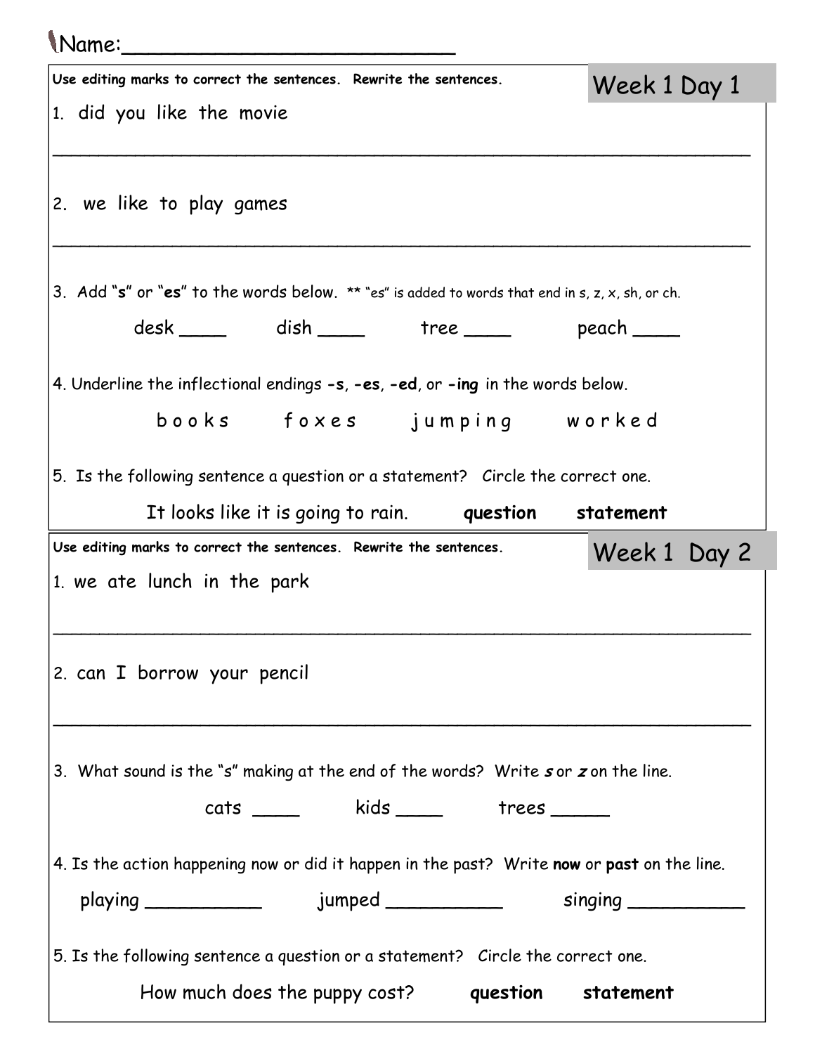Name:________________________

## Week 1 Day 1

**Use editing marks to correct the sentences. Rewrite the sentences.**

1. did you like the movie

_______________________________________________________________

2. we like to play games

_______________________________________________________________

3. Add "**s**" or "**es**" to the words below. ** "es" is added to words that end in s, z, x, sh, or ch.

desk ____ dish ____ tree ____ peach ____

4. Underline the inflectional endings **-s**, **-es**, **-ed**, or **-ing** in the words below.

b o o k s f o x e s j u m p i n g w o r k e d

5. Is the following sentence a question or a statement? Circle the correct one.

It looks like it is going to rain. **question** **statement**

## Week 1 Day 2

**Use editing marks to correct the sentences. Rewrite the sentences.**

1. we ate lunch in the park

_______________________________________________________________

2. can I borrow your pencil

_______________________________________________________________

3. What sound is the "s" making at the end of the words? Write ***s*** or ***z*** on the line.

cats ____ kids ____ trees _____

4. Is the action happening now or did it happen in the past? Write **now** or **past** on the line.

playing __________ jumped __________ singing __________

5. Is the following sentence a question or a statement? Circle the correct one.

How much does the puppy cost? **question** **statement**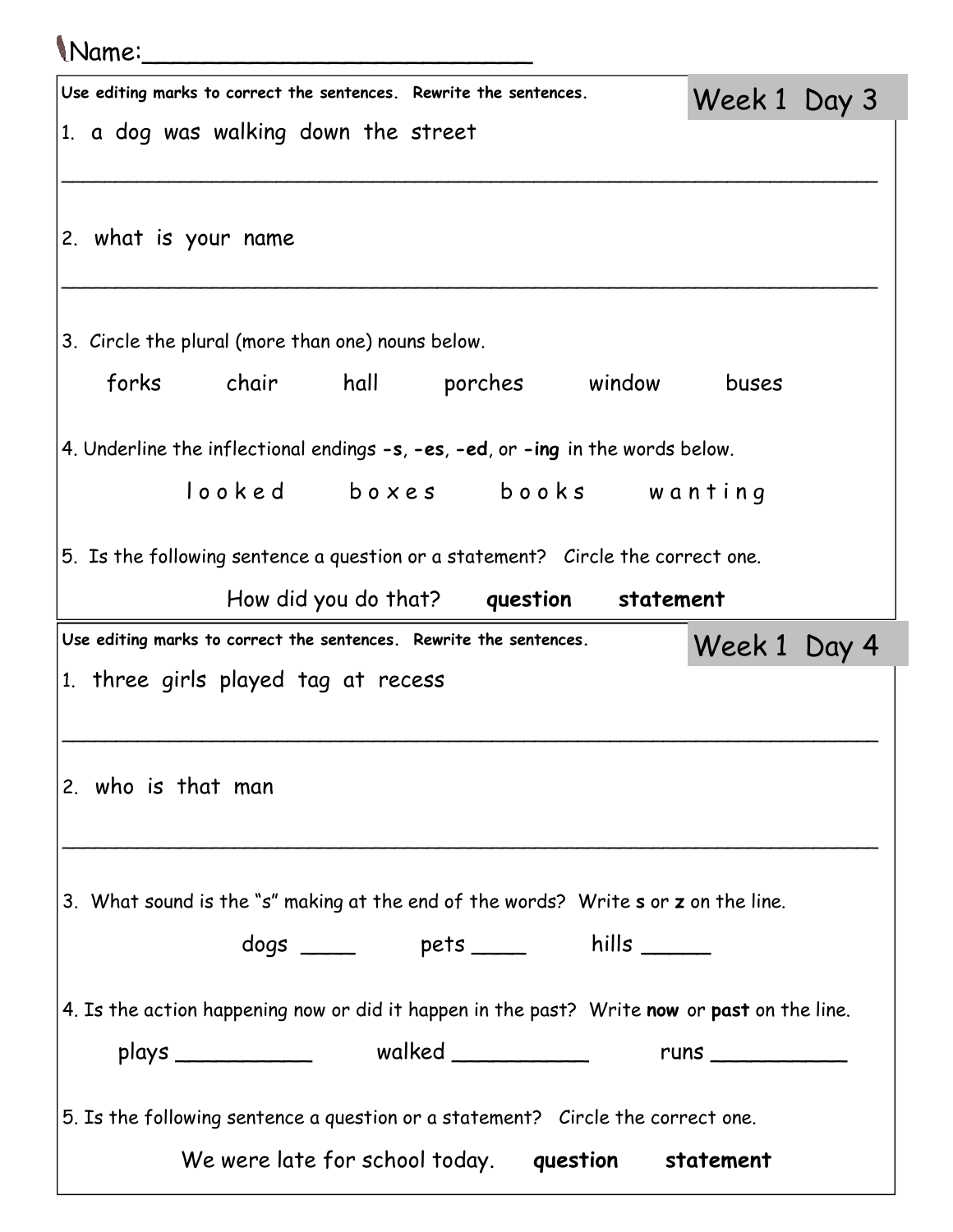Name:\_\_\_\_\_\_\_\_\_\_\_\_\_\_\_\_\_\_\_\_\_\_\_\_\_\_

## Week 1 Day 3

**Use editing marks to correct the sentences. Rewrite the sentences.**

1. a dog was walking down the street

___________________________________________________________________

2. what is your name

___________________________________________________________________

3. Circle the plural (more than one) nouns below.

forks chair hall porches window buses

4. Underline the inflectional endings **-s**, **-es**, **-ed**, or **-ing** in the words below.

l o o k e d b o x e s b o o k s w a n t i n g

5. Is the following sentence a question or a statement? Circle the correct one.

How did you do that? **question** **statement**

## Week 1 Day 4

**Use editing marks to correct the sentences. Rewrite the sentences.**

1. three girls played tag at recess

___________________________________________________________________

2. who is that man

___________________________________________________________________

3. What sound is the "s" making at the end of the words? Write **s** or **z** on the line.

dogs ____ pets ____ hills _____

4. Is the action happening now or did it happen in the past? Write **now** or **past** on the line.

plays __________ walked __________ runs __________

5. Is the following sentence a question or a statement? Circle the correct one.

We were late for school today. **question** **statement**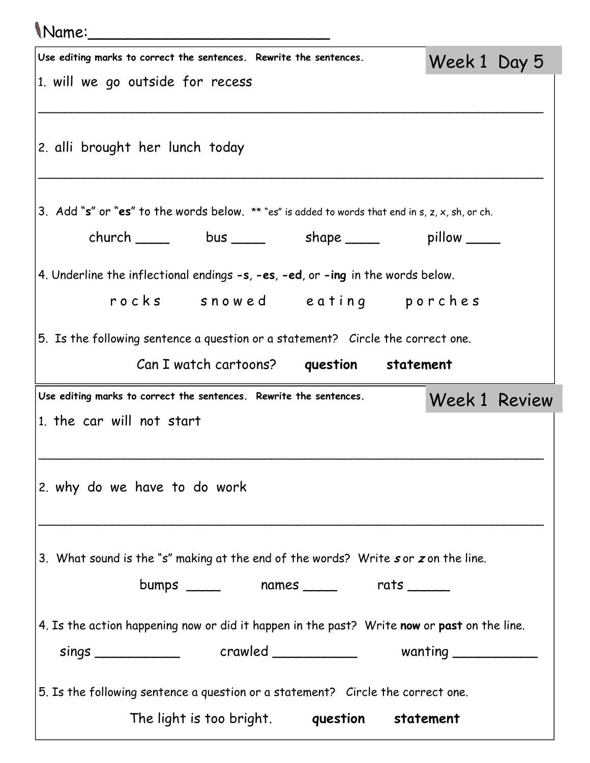Name:________________________

## Week 1 Day 5

**Use editing marks to correct the sentences. Rewrite the sentences.**

1. will we go outside for recess

_______________________________________________________________

2. alli brought her lunch today

_______________________________________________________________

3. Add "**s**" or "**es**" to the words below. ** "es" is added to words that end in s, z, x, sh, or ch.

church ____ bus ____ shape ____ pillow ____

4. Underline the inflectional endings **-s**, **-es**, **-ed**, or **-ing** in the words below.

r o c k s  s n o w e d  e a t i n g  p o r c h e s

5. Is the following sentence a question or a statement? Circle the correct one.

Can I watch cartoons? **question** **statement**

## Week 1 Review

**Use editing marks to correct the sentences. Rewrite the sentences.**

1. the car will not start

_______________________________________________________________

2. why do we have to do work

_______________________________________________________________

3. What sound is the "s" making at the end of the words? Write ***s*** or ***z*** on the line.

bumps ____ names ____ rats _____

4. Is the action happening now or did it happen in the past? Write **now** or **past** on the line.

sings __________ crawled __________ wanting __________

5. Is the following sentence a question or a statement? Circle the correct one.

The light is too bright. **question** **statement**